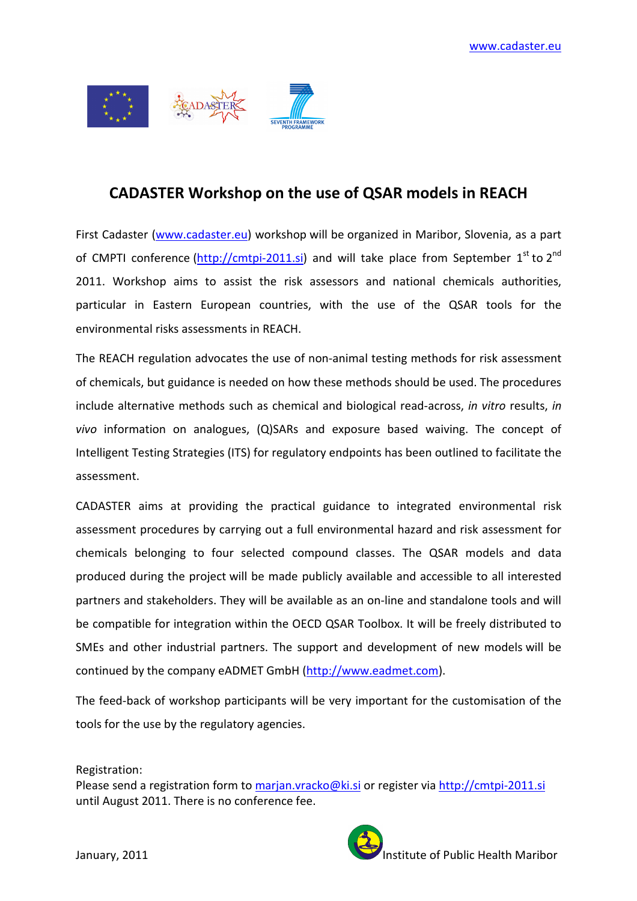www.cadaster.eu

# CADASTER Workshop on the use of QSAR models in REACH

First Cadaster (www.cadaster.eu) workshop will be organized in Maribor, Slovenia, as a part of CMPTI conference (http://cmtpi-2011.si) and will take place from September 1st to 2nd 2011. Workshop aims to assist the risk assessors and national chemicals authorities, particular in Eastern European countries, with the use of the QSAR tools for the environmental risks assessments in REACH.

The REACH regulation advocates the use of non-animal testing methods for risk assessment of chemicals, but guidance is needed on how these methods should be used. The procedures include alternative methods such as chemical and biological read-across, *in vitro* results, *in vivo* information on analogues, (Q)SARs and exposure based waiving. The concept of Intelligent Testing Strategies (ITS) for regulatory endpoints has been outlined to facilitate the assessment.

CADASTER aims at providing the practical guidance to integrated environmental risk assessment procedures by carrying out a full environmental hazard and risk assessment for chemicals belonging to four selected compound classes. The QSAR models and data produced during the project will be made publicly available and accessible to all interested partners and stakeholders. They will be available as an on-line and standalone tools and will be compatible for integration within the OECD QSAR Toolbox. It will be freely distributed to SMEs and other industrial partners. The support and development of new models will be continued by the company eADMET GmbH (http://www.eadmet.com).

The feed-back of workshop participants will be very important for the customisation of the tools for the use by the regulatory agencies.

Registration:
Please send a registration form to marjan.vracko@ki.si or register via http://cmtpi-2011.si until August 2011. There is no conference fee.

January, 2011

Institute of Public Health Maribor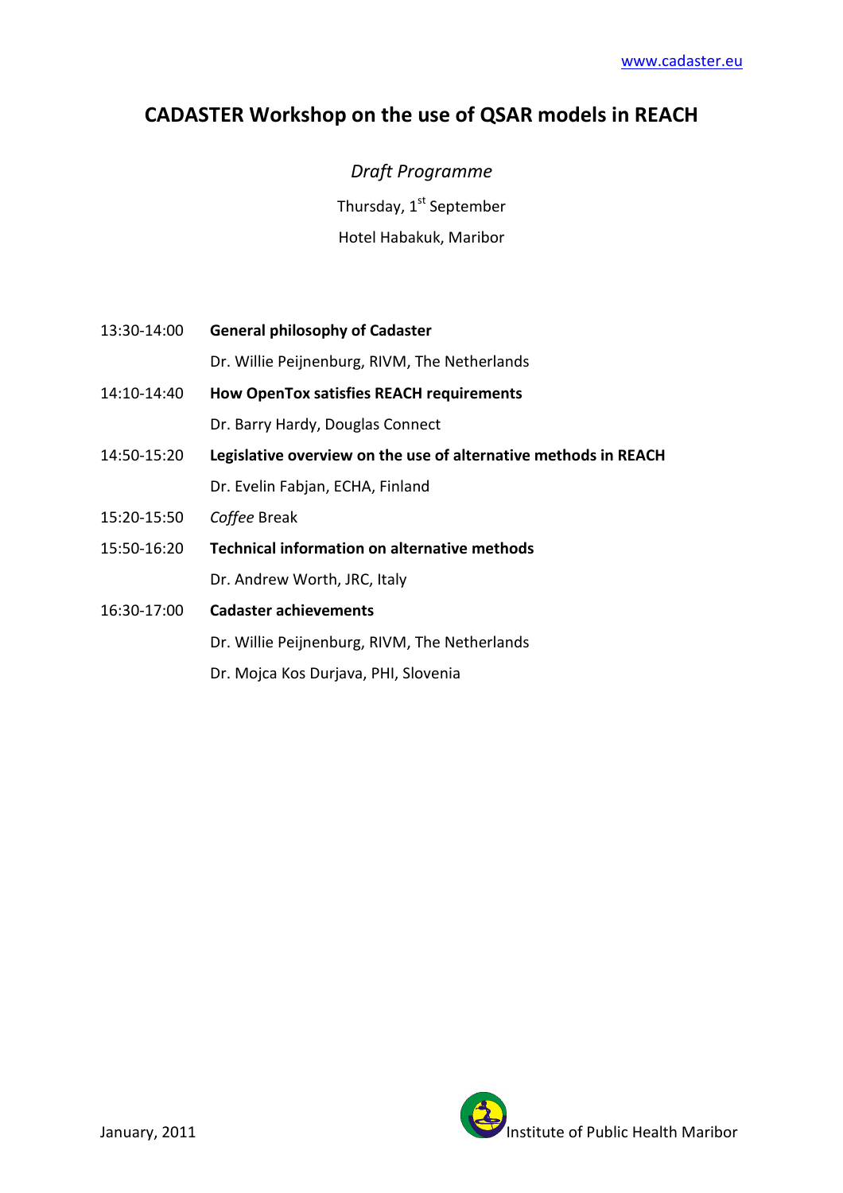www.cadaster.eu

# CADASTER Workshop on the use of QSAR models in REACH

*Draft Programme*

Thursday, 1st September

Hotel Habakuk, Maribor

| | |
|---|---|
| 13:30-14:00 | **General philosophy of Cadaster** |
| | Dr. Willie Peijnenburg, RIVM, The Netherlands |
| 14:10-14:40 | **How OpenTox satisfies REACH requirements** |
| | Dr. Barry Hardy, Douglas Connect |
| 14:50-15:20 | **Legislative overview on the use of alternative methods in REACH** |
| | Dr. Evelin Fabjan, ECHA, Finland |
| 15:20-15:50 | *Coffee* Break |
| 15:50-16:20 | **Technical information on alternative methods** |
| | Dr. Andrew Worth, JRC, Italy |
| 16:30-17:00 | **Cadaster achievements** |
| | Dr. Willie Peijnenburg, RIVM, The Netherlands |
| | Dr. Mojca Kos Durjava, PHI, Slovenia |

January, 2011

Institute of Public Health Maribor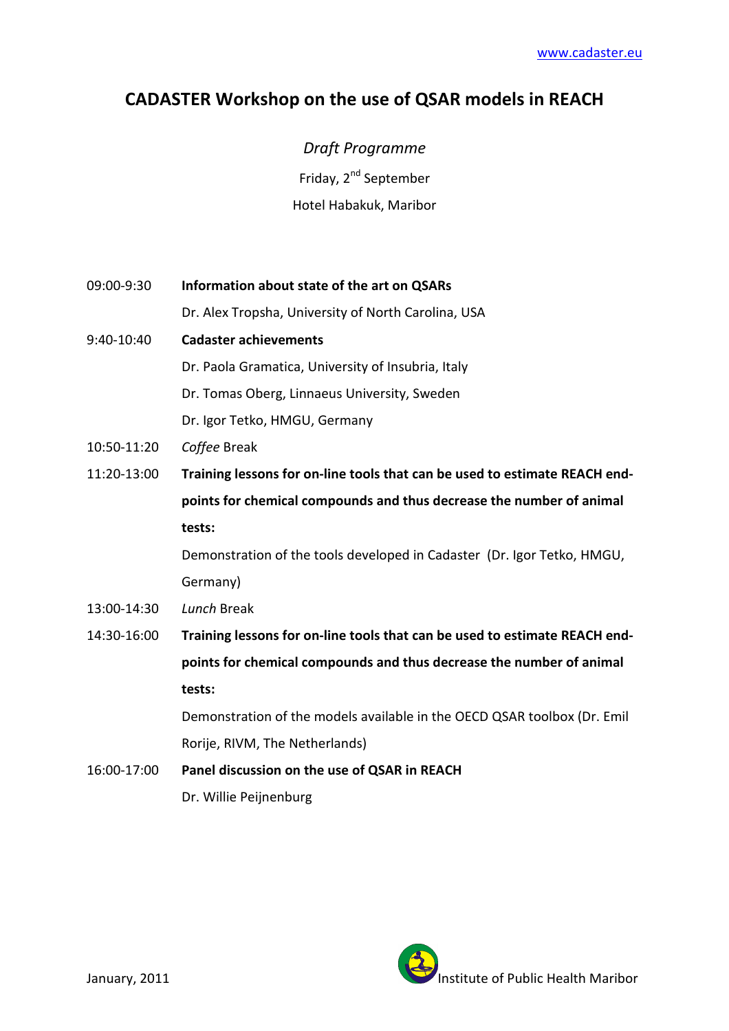www.cadaster.eu

# CADASTER Workshop on the use of QSAR models in REACH

*Draft Programme*

Friday, 2nd September

Hotel Habakuk, Maribor

| | |
|---|---|
| 09:00-9:30 | **Information about state of the art on QSARs**<br>Dr. Alex Tropsha, University of North Carolina, USA |
| 9:40-10:40 | **Cadaster achievements**<br>Dr. Paola Gramatica, University of Insubria, Italy<br>Dr. Tomas Oberg, Linnaeus University, Sweden<br>Dr. Igor Tetko, HMGU, Germany |
| 10:50-11:20 | *Coffee* Break |
| 11:20-13:00 | **Training lessons for on-line tools that can be used to estimate REACH end-points for chemical compounds and thus decrease the number of animal tests:**<br>Demonstration of the tools developed in Cadaster (Dr. Igor Tetko, HMGU, Germany) |
| 13:00-14:30 | *Lunch* Break |
| 14:30-16:00 | **Training lessons for on-line tools that can be used to estimate REACH end-points for chemical compounds and thus decrease the number of animal tests:**<br>Demonstration of the models available in the OECD QSAR toolbox (Dr. Emil Rorije, RIVM, The Netherlands) |
| 16:00-17:00 | **Panel discussion on the use of QSAR in REACH**<br>Dr. Willie Peijnenburg |

January, 2011

Institute of Public Health Maribor